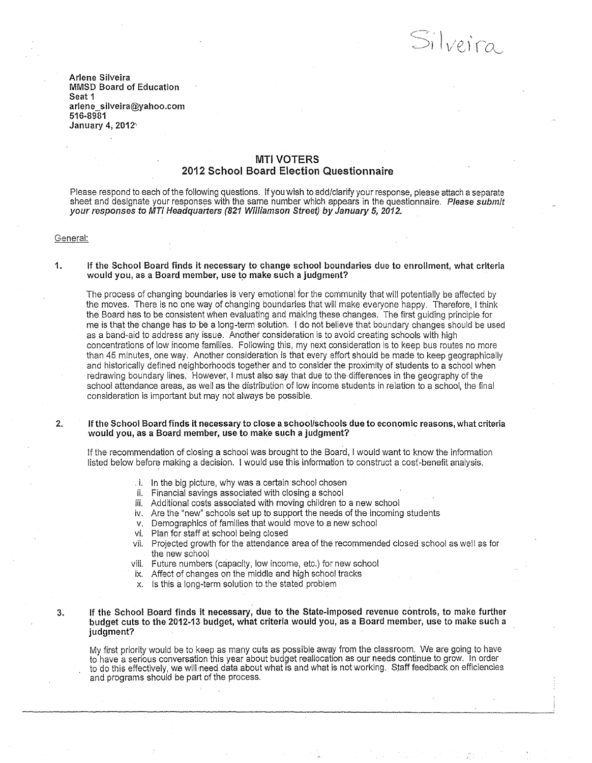Silveira

Arlene Silveira
MMSD Board of Education
Seat 1
arlene_silveira@yahoo.com
516-8981
January 4, 2012

## MTI VOTERS
## 2012 School Board Election Questionnaire

Please respond to each of the following questions. If you wish to add/clarify your response, please attach a separate sheet and designate your responses with the same number which appears in the questionnaire. ***Please submit your responses to MTI Headquarters (821 Williamson Street) by January 5, 2012.***

General:

**1. If the School Board finds it necessary to change school boundaries due to enrollment, what criteria would you, as a Board member, use to make such a judgment?**

The process of changing boundaries is very emotional for the community that will potentially be affected by the moves. There is no one way of changing boundaries that will make everyone happy. Therefore, I think the Board has to be consistent when evaluating and making these changes. The first guiding principle for me is that the change has to be a long-term solution. I do not believe that boundary changes should be used as a band-aid to address any issue. Another consideration is to avoid creating schools with high concentrations of low income families. Following this, my next consideration is to keep bus routes no more than 45 minutes, one way. Another consideration is that every effort should be made to keep geographically and historically defined neighborhoods together and to consider the proximity of students to a school when redrawing boundary lines. However, I must also say that due to the differences in the geography of the school attendance areas, as well as the distribution of low income students in relation to a school, the final consideration is important but may not always be possible.

**2. If the School Board finds it necessary to close a school/schools due to economic reasons, what criteria would you, as a Board member, use to make such a judgment?**

If the recommendation of closing a school was brought to the Board, I would want to know the information listed below before making a decision. I would use this information to construct a cost-benefit analysis.

- i. In the big picture, why was a certain school chosen
- ii. Financial savings associated with closing a school
- iii. Additional costs associated with moving children to a new school
- iv. Are the "new" schools set up to support the needs of the incoming students
- v. Demographics of families that would move to a new school
- vi. Plan for staff at school being closed
- vii. Projected growth for the attendance area of the recommended closed school as well as for the new school
- viii. Future numbers (capacity, low income, etc.) for new school
- ix. Affect of changes on the middle and high school tracks
- x. Is this a long-term solution to the stated problem

**3. If the School Board finds it necessary, due to the State-imposed revenue controls, to make further budget cuts to the 2012-13 budget, what criteria would you, as a Board member, use to make such a judgment?**

My first priority would be to keep as many cuts as possible away from the classroom. We are going to have to have a serious conversation this year about budget reallocation as our needs continue to grow. In order to do this effectively, we will need data about what is and what is not working. Staff feedback on efficiencies and programs should be part of the process.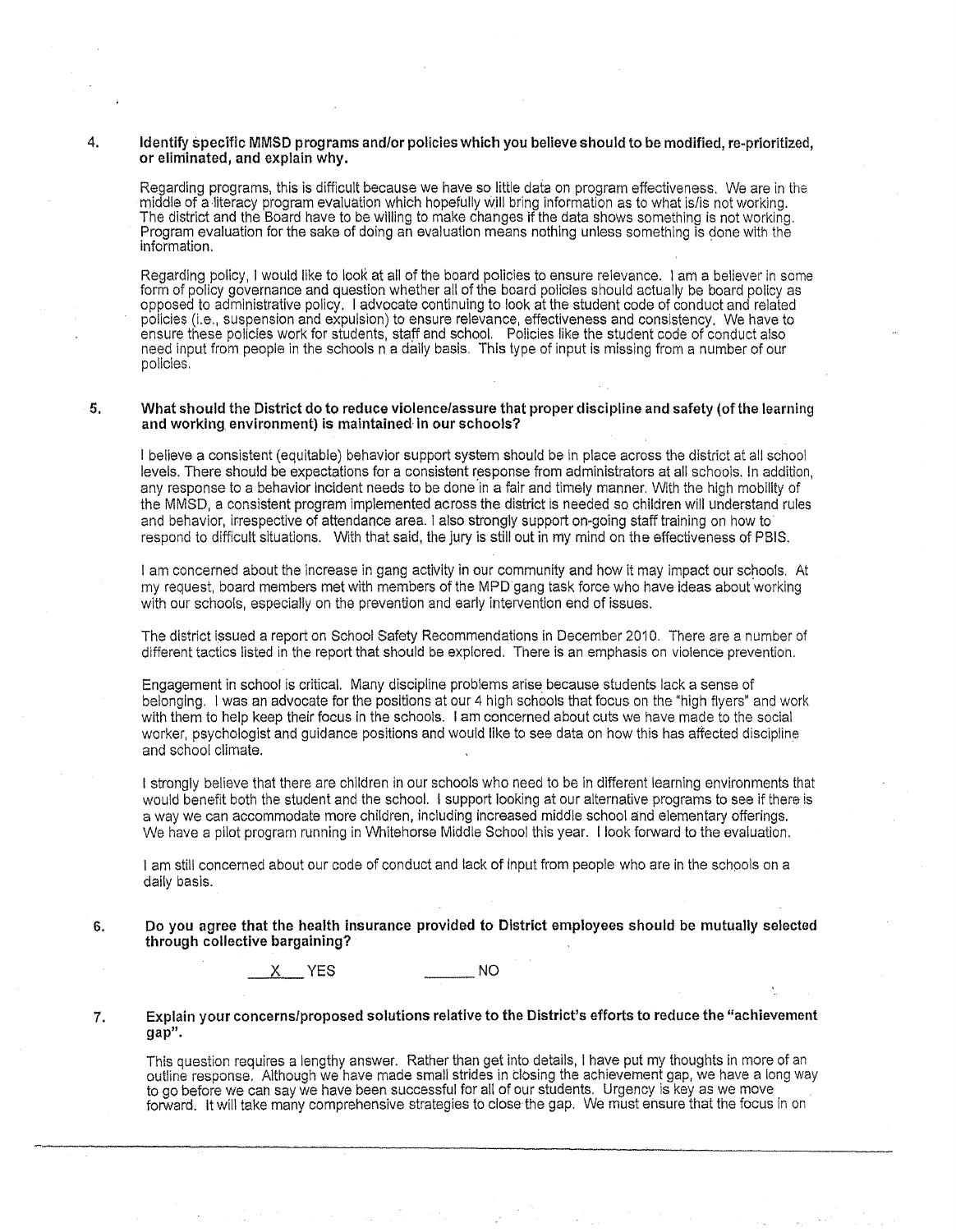4. **Identify specific MMSD programs and/or policies which you believe should to be modified, re-prioritized, or eliminated, and explain why.**

   Regarding programs, this is difficult because we have so little data on program effectiveness. We are in the middle of a literacy program evaluation which hopefully will bring information as to what is/is not working. The district and the Board have to be willing to make changes if the data shows something is not working. Program evaluation for the sake of doing an evaluation means nothing unless something is done with the information.

   Regarding policy, I would like to look at all of the board policies to ensure relevance. I am a believer in some form of policy governance and question whether all of the board policies should actually be board policy as opposed to administrative policy. I advocate continuing to look at the student code of conduct and related policies (i.e., suspension and expulsion) to ensure relevance, effectiveness and consistency. We have to ensure these policies work for students, staff and school. Policies like the student code of conduct also need input from people in the schools n a daily basis. This type of input is missing from a number of our policies.

5. **What should the District do to reduce violence/assure that proper discipline and safety (of the learning and working environment) is maintained in our schools?**

   I believe a consistent (equitable) behavior support system should be in place across the district at all school levels. There should be expectations for a consistent response from administrators at all schools. In addition, any response to a behavior incident needs to be done in a fair and timely manner. With the high mobility of the MMSD, a consistent program implemented across the district is needed so children will understand rules and behavior, irrespective of attendance area. I also strongly support on-going staff training on how to respond to difficult situations. With that said, the jury is still out in my mind on the effectiveness of PBIS.

   I am concerned about the increase in gang activity in our community and how it may impact our schools. At my request, board members met with members of the MPD gang task force who have ideas about working with our schools, especially on the prevention and early intervention end of issues.

   The district issued a report on School Safety Recommendations in December 2010. There are a number of different tactics listed in the report that should be explored. There is an emphasis on violence prevention.

   Engagement in school is critical. Many discipline problems arise because students lack a sense of belonging. I was an advocate for the positions at our 4 high schools that focus on the "high flyers" and work with them to help keep their focus in the schools. I am concerned about cuts we have made to the social worker, psychologist and guidance positions and would like to see data on how this has affected discipline and school climate.

   I strongly believe that there are children in our schools who need to be in different learning environments that would benefit both the student and the school. I support looking at our alternative programs to see if there is a way we can accommodate more children, including increased middle school and elementary offerings. We have a pilot program running in Whitehorse Middle School this year. I look forward to the evaluation.

   I am still concerned about our code of conduct and lack of input from people who are in the schools on a daily basis.

6. **Do you agree that the health insurance provided to District employees should be mutually selected through collective bargaining?**

   \_\_X\_\_ YES &nbsp;&nbsp;&nbsp;&nbsp;&nbsp;&nbsp; \_\_\_\_\_\_ NO

7. **Explain your concerns/proposed solutions relative to the District's efforts to reduce the "achievement gap".**

   This question requires a lengthy answer. Rather than get into details, I have put my thoughts in more of an outline response. Although we have made small strides in closing the achievement gap, we have a long way to go before we can say we have been successful for all of our students. Urgency is key as we move forward. It will take many comprehensive strategies to close the gap. We must ensure that the focus in on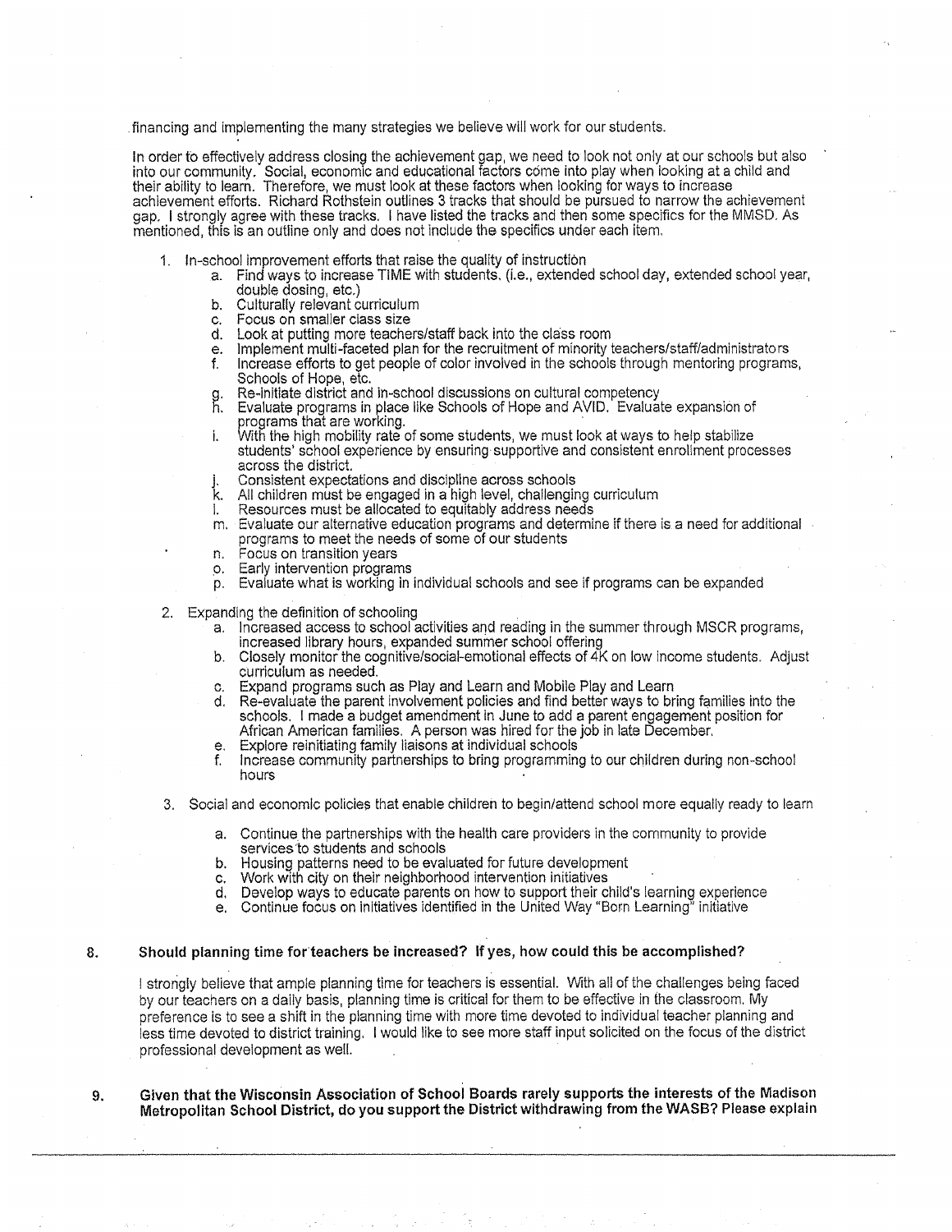financing and implementing the many strategies we believe will work for our students.

In order to effectively address closing the achievement gap, we need to look not only at our schools but also into our community. Social, economic and educational factors come into play when looking at a child and their ability to learn. Therefore, we must look at these factors when looking for ways to increase achievement efforts. Richard Rothstein outlines 3 tracks that should be pursued to narrow the achievement gap. I strongly agree with these tracks. I have listed the tracks and then some specifics for the MMSD. As mentioned, this is an outline only and does not include the specifics under each item.

1. In-school improvement efforts that raise the quality of instruction
   a. Find ways to increase TIME with students, (i.e., extended school day, extended school year, double dosing, etc.)
   b. Culturally relevant curriculum
   c. Focus on smaller class size
   d. Look at putting more teachers/staff back into the class room
   e. Implement multi-faceted plan for the recruitment of minority teachers/staff/administrators
   f. Increase efforts to get people of color involved in the schools through mentoring programs, Schools of Hope, etc.
   g. Re-initiate district and in-school discussions on cultural competency
   h. Evaluate programs in place like Schools of Hope and AVID. Evaluate expansion of programs that are working.
   i. With the high mobility rate of some students, we must look at ways to help stabilize students' school experience by ensuring supportive and consistent enrollment processes across the district.
   j. Consistent expectations and discipline across schools
   k. All children must be engaged in a high level, challenging curriculum
   l. Resources must be allocated to equitably address needs
   m. Evaluate our alternative education programs and determine if there is a need for additional programs to meet the needs of some of our students
   n. Focus on transition years
   o. Early intervention programs
   p. Evaluate what is working in individual schools and see if programs can be expanded

2. Expanding the definition of schooling
   a. Increased access to school activities and reading in the summer through MSCR programs, increased library hours, expanded summer school offering
   b. Closely monitor the cognitive/social-emotional effects of 4K on low income students. Adjust curriculum as needed.
   c. Expand programs such as Play and Learn and Mobile Play and Learn
   d. Re-evaluate the parent involvement policies and find better ways to bring families into the schools. I made a budget amendment in June to add a parent engagement position for African American families. A person was hired for the job in late December.
   e. Explore reinitiating family liaisons at individual schools
   f. Increase community partnerships to bring programming to our children during non-school hours

3. Social and economic policies that enable children to begin/attend school more equally ready to learn
   a. Continue the partnerships with the health care providers in the community to provide services to students and schools
   b. Housing patterns need to be evaluated for future development
   c. Work with city on their neighborhood intervention initiatives
   d. Develop ways to educate parents on how to support their child's learning experience
   e. Continue focus on initiatives identified in the United Way "Born Learning" initiative

**8. Should planning time for teachers be increased? If yes, how could this be accomplished?**

I strongly believe that ample planning time for teachers is essential. With all of the challenges being faced by our teachers on a daily basis, planning time is critical for them to be effective in the classroom. My preference is to see a shift in the planning time with more time devoted to individual teacher planning and less time devoted to district training. I would like to see more staff input solicited on the focus of the district professional development as well.

**9. Given that the Wisconsin Association of School Boards rarely supports the interests of the Madison Metropolitan School District, do you support the District withdrawing from the WASB? Please explain**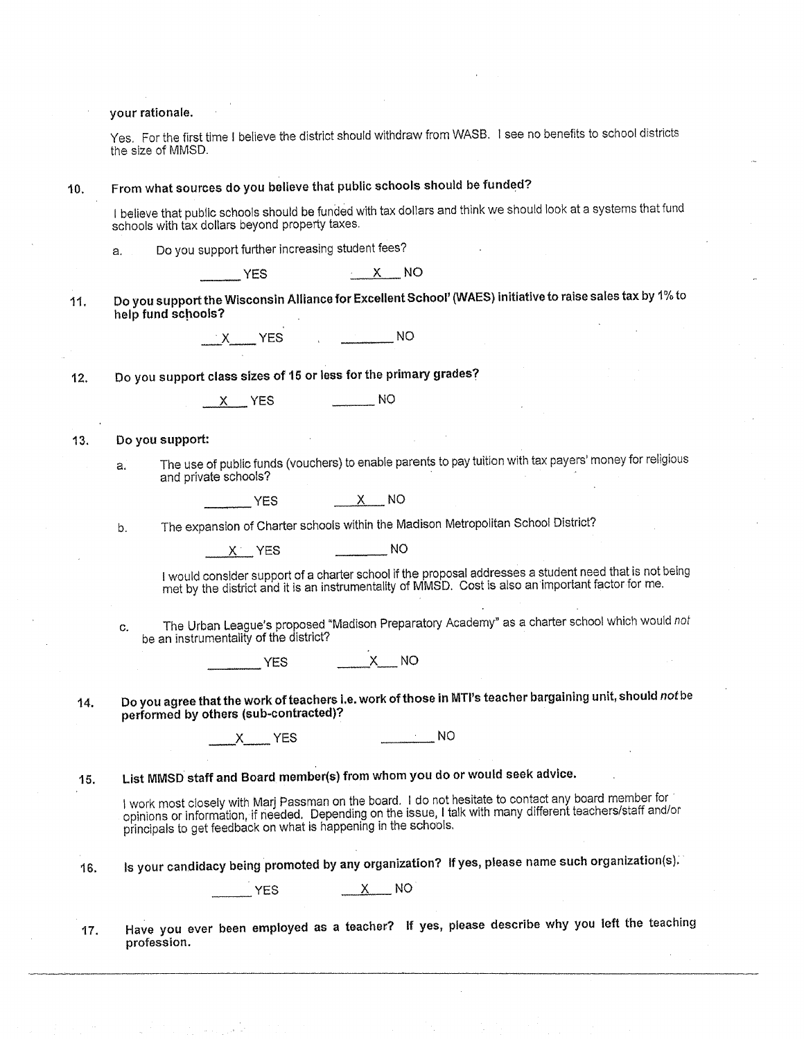**your rationale.**

Yes. For the first time I believe the district should withdraw from WASB. I see no benefits to school districts the size of MMSD.

**10. From what sources do you believe that public schools should be funded?**

I believe that public schools should be funded with tax dollars and think we should look at a systems that fund schools with tax dollars beyond property taxes.

a. Do you support further increasing student fees?

\_\_\_\_\_\_ YES \_\_X\_\_ NO

**11. Do you support the Wisconsin Alliance for Excellent School' (WAES) initiative to raise sales tax by 1% to help fund schools?**

\_\_X\_\_ YES \_\_\_\_\_\_ NO

**12. Do you support class sizes of 15 or less for the primary grades?**

\_\_X\_\_ YES \_\_\_\_\_\_ NO

**13. Do you support:**

a. The use of public funds (vouchers) to enable parents to pay tuition with tax payers' money for religious and private schools?

\_\_\_\_\_\_ YES \_\_X\_\_ NO

b. The expansion of Charter schools within the Madison Metropolitan School District?

\_\_X\_\_ YES \_\_\_\_\_\_ NO

I would consider support of a charter school if the proposal addresses a student need that is not being met by the district and it is an instrumentality of MMSD. Cost is also an important factor for me.

c. The Urban League's proposed "Madison Preparatory Academy" as a charter school which would *not* be an instrumentality of the district?

\_\_\_\_\_\_ YES \_\_X\_\_ NO

**14. Do you agree that the work of teachers i.e. work of those in MTI's teacher bargaining unit, should *not* be performed by others (sub-contracted)?**

\_\_X\_\_ YES \_\_\_\_\_\_ NO

**15. List MMSD staff and Board member(s) from whom you do or would seek advice.**

I work most closely with Marj Passman on the board. I do not hesitate to contact any board member for opinions or information, if needed. Depending on the issue, I talk with many different teachers/staff and/or principals to get feedback on what is happening in the schools.

**16. Is your candidacy being promoted by any organization? If yes, please name such organization(s).**

\_\_\_\_\_\_ YES \_\_X\_\_ NO

**17. Have you ever been employed as a teacher? If yes, please describe why you left the teaching profession.**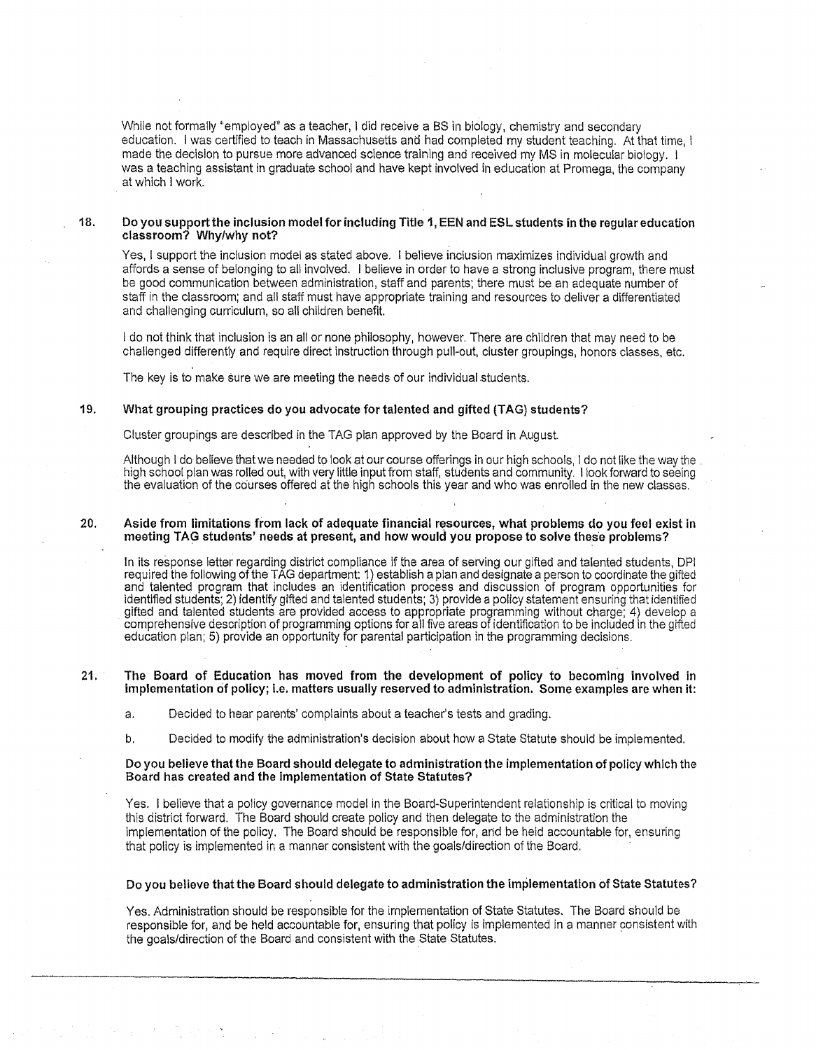While not formally "employed" as a teacher, I did receive a BS in biology, chemistry and secondary education. I was certified to teach in Massachusetts and had completed my student teaching. At that time, I made the decision to pursue more advanced science training and received my MS in molecular biology. I was a teaching assistant in graduate school and have kept involved in education at Promega, the company at which I work.

**18. Do you support the inclusion model for including Title 1, EEN and ESL students in the regular education classroom? Why/why not?**

Yes, I support the inclusion model as stated above. I believe inclusion maximizes individual growth and affords a sense of belonging to all involved. I believe in order to have a strong inclusive program, there must be good communication between administration, staff and parents; there must be an adequate number of staff in the classroom; and all staff must have appropriate training and resources to deliver a differentiated and challenging curriculum, so all children benefit.

I do not think that inclusion is an all or none philosophy, however. There are children that may need to be challenged differently and require direct instruction through pull-out, cluster groupings, honors classes, etc.

The key is to make sure we are meeting the needs of our individual students.

**19. What grouping practices do you advocate for talented and gifted (TAG) students?**

Cluster groupings are described in the TAG plan approved by the Board in August.

Although I do believe that we needed to look at our course offerings in our high schools, I do not like the way the high school plan was rolled out, with very little input from staff, students and community. I look forward to seeing the evaluation of the courses offered at the high schools this year and who was enrolled in the new classes.

**20. Aside from limitations from lack of adequate financial resources, what problems do you feel exist in meeting TAG students' needs at present, and how would you propose to solve these problems?**

In its response letter regarding district compliance if the area of serving our gifted and talented students, DPI required the following of the TAG department: 1) establish a plan and designate a person to coordinate the gifted and talented program that includes an identification process and discussion of program opportunities for identified students; 2) identify gifted and talented students; 3) provide a policy statement ensuring that identified gifted and talented students are provided access to appropriate programming without charge; 4) develop a comprehensive description of programming options for all five areas of identification to be included in the gifted education plan; 5) provide an opportunity for parental participation in the programming decisions.

**21. The Board of Education has moved from the development of policy to becoming involved in implementation of policy; i.e. matters usually reserved to administration. Some examples are when it:**

a. Decided to hear parents' complaints about a teacher's tests and grading.

b. Decided to modify the administration's decision about how a State Statute should be implemented.

**Do you believe that the Board should delegate to administration the implementation of policy which the Board has created and the implementation of State Statutes?**

Yes. I believe that a policy governance model in the Board-Superintendent relationship is critical to moving this district forward. The Board should create policy and then delegate to the administration the implementation of the policy. The Board should be responsible for, and be held accountable for, ensuring that policy is implemented in a manner consistent with the goals/direction of the Board.

**Do you believe that the Board should delegate to administration the implementation of State Statutes?**

Yes. Administration should be responsible for the implementation of State Statutes. The Board should be responsible for, and be held accountable for, ensuring that policy is implemented in a manner consistent with the goals/direction of the Board and consistent with the State Statutes.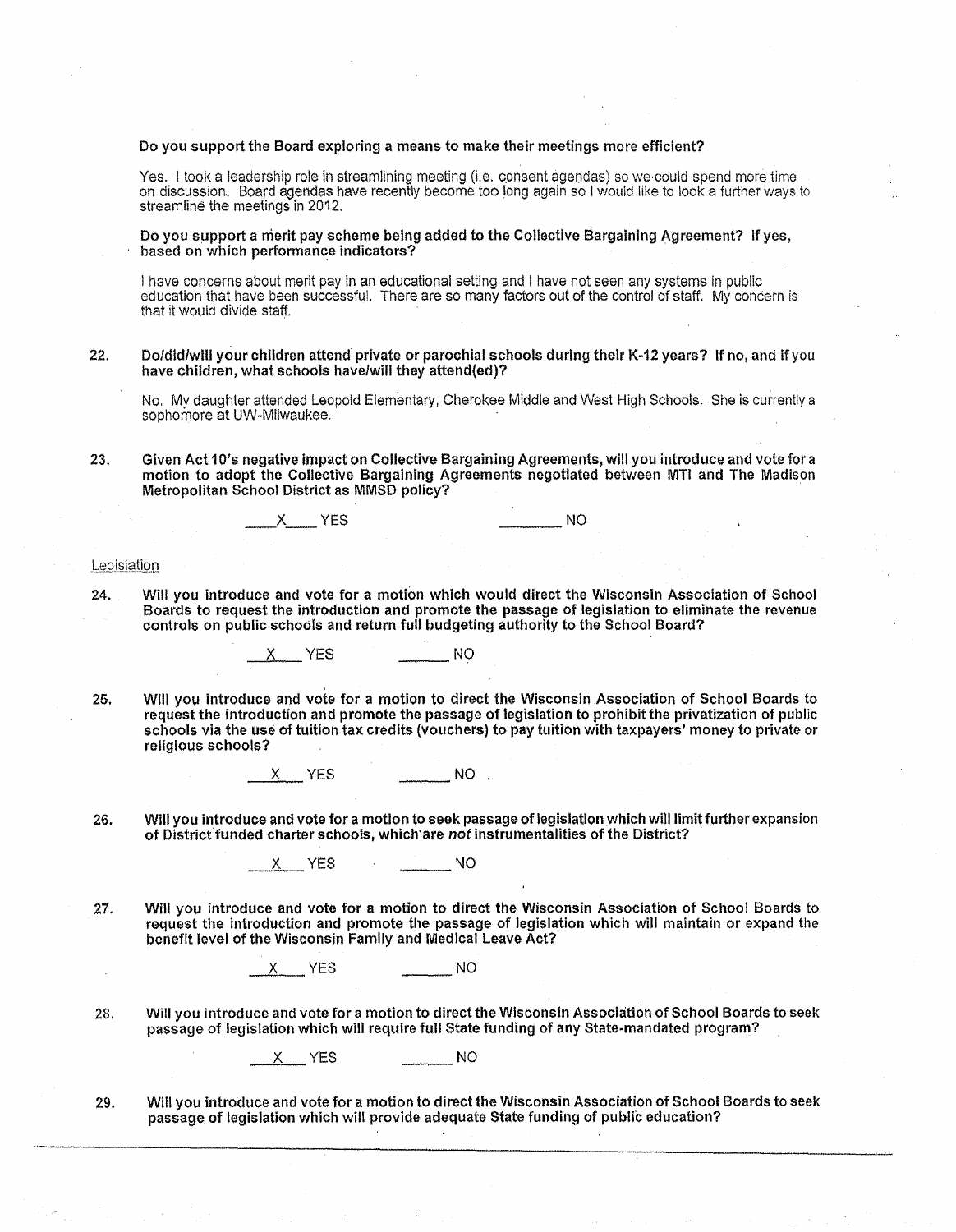**Do you support the Board exploring a means to make their meetings more efficient?**

Yes. I took a leadership role in streamlining meeting (i.e. consent agendas) so we could spend more time on discussion. Board agendas have recently become too long again so I would like to look a further ways to streamline the meetings in 2012.

**Do you support a merit pay scheme being added to the Collective Bargaining Agreement? If yes, based on which performance indicators?**

I have concerns about merit pay in an educational setting and I have not seen any systems in public education that have been successful. There are so many factors out of the control of staff. My concern is that it would divide staff.

**22. Do/did/will your children attend private or parochial schools during their K-12 years? If no, and if you have children, what schools have/will they attend(ed)?**

No. My daughter attended Leopold Elementary, Cherokee Middle and West High Schools. She is currently a sophomore at UW-Milwaukee.

**23. Given Act 10's negative impact on Collective Bargaining Agreements, will you introduce and vote for a motion to adopt the Collective Bargaining Agreements negotiated between MTI and The Madison Metropolitan School District as MMSD policy?**

\_\_X\_\_ YES \_\_\_\_\_\_ NO

Legislation

**24. Will you introduce and vote for a motion which would direct the Wisconsin Association of School Boards to request the introduction and promote the passage of legislation to eliminate the revenue controls on public schools and return full budgeting authority to the School Board?**

\_\_X\_\_ YES \_\_\_\_\_\_ NO

**25. Will you introduce and vote for a motion to direct the Wisconsin Association of School Boards to request the introduction and promote the passage of legislation to prohibit the privatization of public schools via the use of tuition tax credits (vouchers) to pay tuition with taxpayers' money to private or religious schools?**

\_\_X\_\_ YES \_\_\_\_\_\_ NO

**26. Will you introduce and vote for a motion to seek passage of legislation which will limit further expansion of District funded charter schools, which are *not* instrumentalities of the District?**

\_\_X\_\_ YES \_\_\_\_\_\_ NO

**27. Will you introduce and vote for a motion to direct the Wisconsin Association of School Boards to request the introduction and promote the passage of legislation which will maintain or expand the benefit level of the Wisconsin Family and Medical Leave Act?**

\_\_X\_\_ YES \_\_\_\_\_\_ NO

**28. Will you introduce and vote for a motion to direct the Wisconsin Association of School Boards to seek passage of legislation which will require full State funding of any State-mandated program?**

\_\_X\_\_ YES \_\_\_\_\_\_ NO

**29. Will you introduce and vote for a motion to direct the Wisconsin Association of School Boards to seek passage of legislation which will provide adequate State funding of public education?**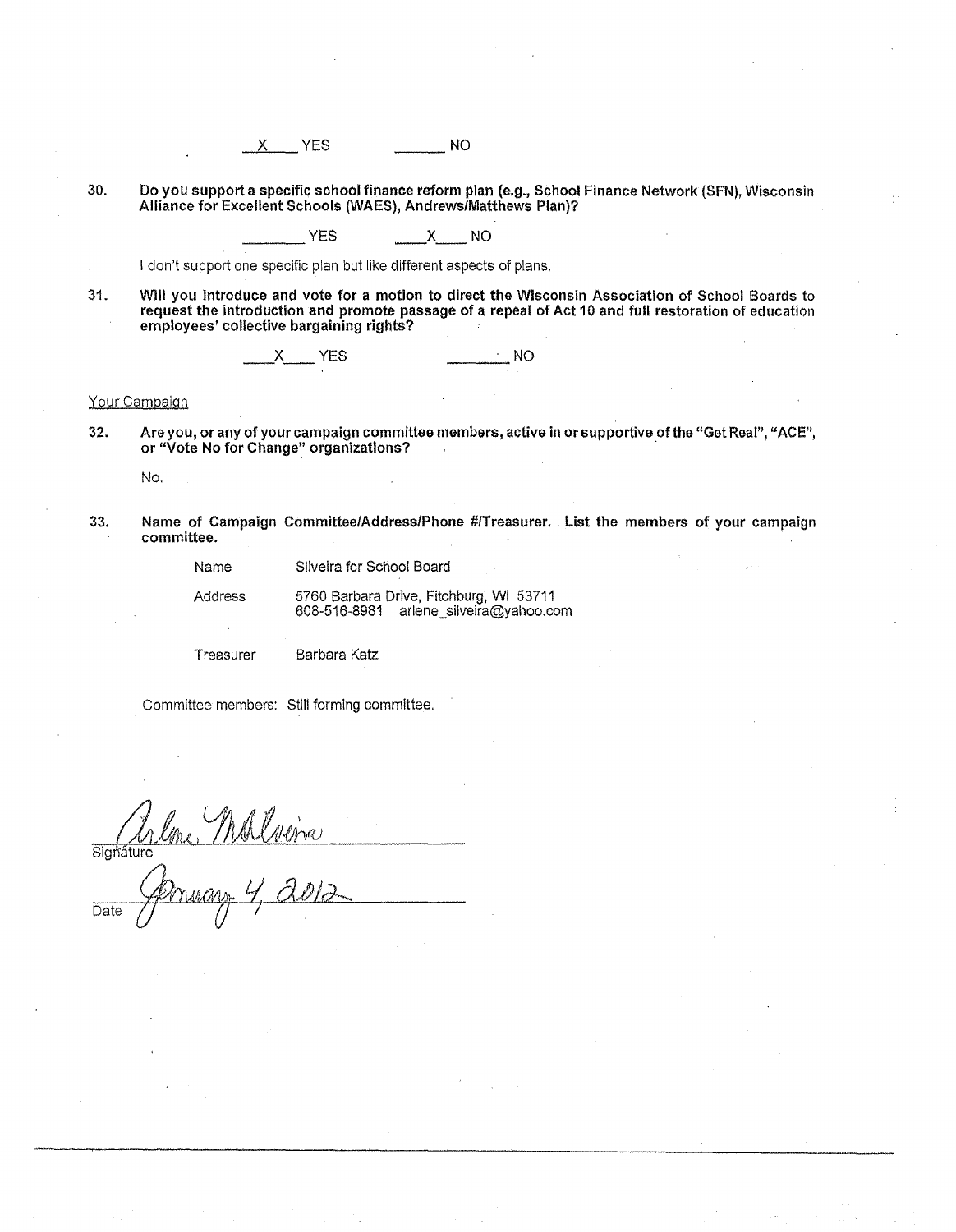\_\_X\_\_ YES \_\_\_\_\_\_ NO

30. **Do you support a specific school finance reform plan (e.g., School Finance Network (SFN), Wisconsin Alliance for Excellent Schools (WAES), Andrews/Matthews Plan)?**

    \_\_\_\_\_\_ YES \_\_X\_\_ NO

    I don't support one specific plan but like different aspects of plans.

31. **Will you introduce and vote for a motion to direct the Wisconsin Association of School Boards to request the introduction and promote passage of a repeal of Act 10 and full restoration of education employees' collective bargaining rights?**

    \_\_X\_\_ YES \_\_\_\_\_\_ NO

Your Campaign

32. **Are you, or any of your campaign committee members, active in or supportive of the "Get Real", "ACE", or "Vote No for Change" organizations?**

    No.

33. **Name of Campaign Committee/Address/Phone #/Treasurer. List the members of your campaign committee.**

    Name: Silveira for School Board

    Address: 5760 Barbara Drive, Fitchburg, WI 53711
    608-516-8981 arlene_silveira@yahoo.com

    Treasurer: Barbara Katz

    Committee members: Still forming committee.

Signature: Arlene Silveira

Date: January 4, 2012